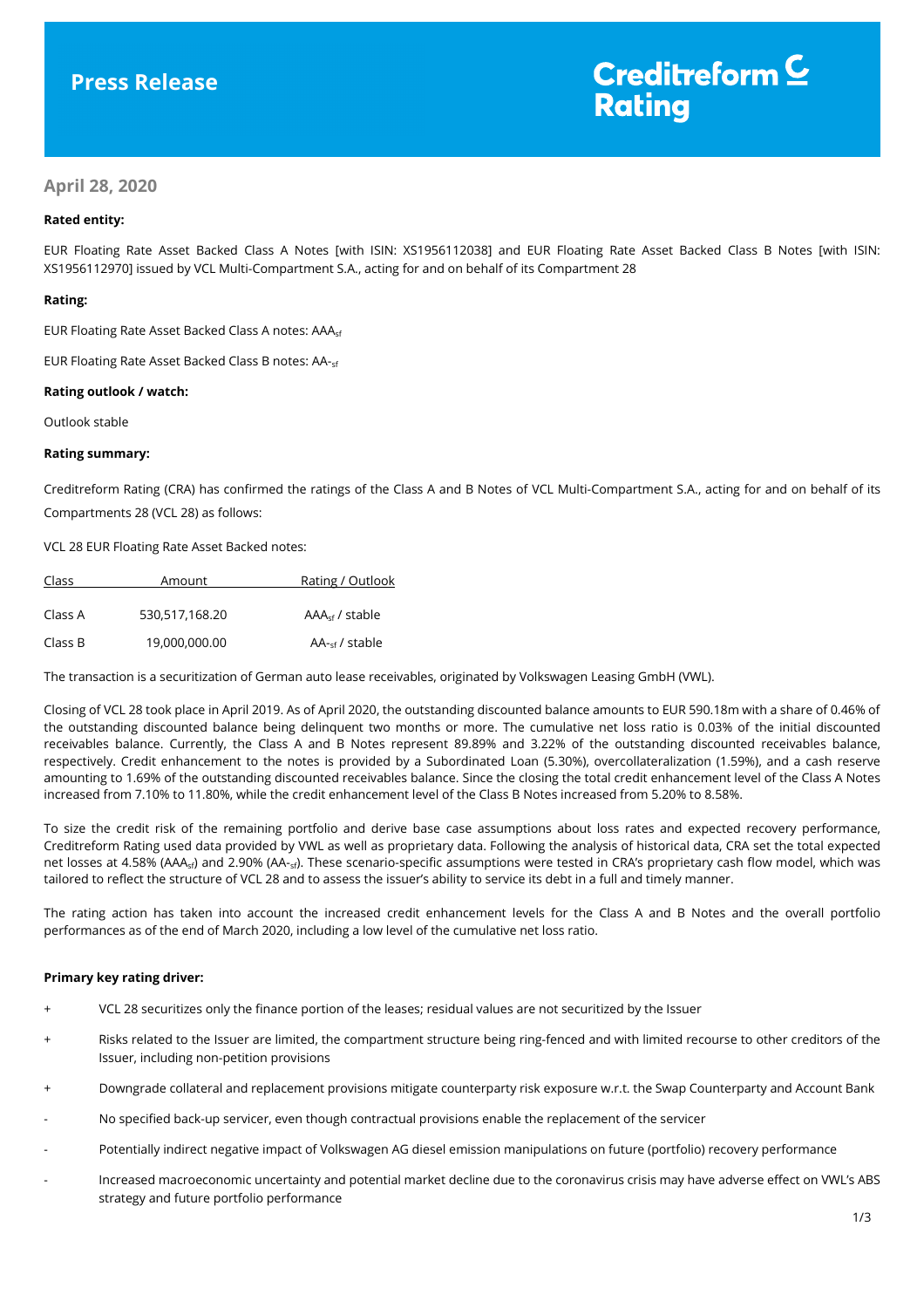# Press Release

**Creditreform Rating**

## April 28, 2020

**Rated entity:**

EUR Floating Rate Asset Backed Class A Notes [with ISIN: XS1956112038] and EUR Floating Rate Asset Backed Class B Notes [with ISIN: XS1956112970] issued by VCL Multi-Compartment S.A., acting for and on behalf of its Compartment 28

**Rating:**

EUR Floating Rate Asset Backed Class A notes: $AAA_{sf}$

EUR Floating Rate Asset Backed Class B notes: $AA\text{-}_{sf}$

**Rating outlook / watch:**

Outlook stable

**Rating summary:**

Creditreform Rating (CRA) has confirmed the ratings of the Class A and B Notes of VCL Multi-Compartment S.A., acting for and on behalf of its Compartments 28 (VCL 28) as follows:

VCL 28 EUR Floating Rate Asset Backed notes:

| Class | Amount | Rating / Outlook |
|---|---|---|
| Class A | 530,517,168.20 | $AAA_{sf}$ / stable |
| Class B | 19,000,000.00 | $AA\text{-}_{sf}$ / stable |

The transaction is a securitization of German auto lease receivables, originated by Volkswagen Leasing GmbH (VWL).

Closing of VCL 28 took place in April 2019. As of April 2020, the outstanding discounted balance amounts to EUR 590.18m with a share of 0.46% of the outstanding discounted balance being delinquent two months or more. The cumulative net loss ratio is 0.03% of the initial discounted receivables balance. Currently, the Class A and B Notes represent 89.89% and 3.22% of the outstanding discounted receivables balance, respectively. Credit enhancement to the notes is provided by a Subordinated Loan (5.30%), overcollateralization (1.59%), and a cash reserve amounting to 1.69% of the outstanding discounted receivables balance. Since the closing the total credit enhancement level of the Class A Notes increased from 7.10% to 11.80%, while the credit enhancement level of the Class B Notes increased from 5.20% to 8.58%.

To size the credit risk of the remaining portfolio and derive base case assumptions about loss rates and expected recovery performance, Creditreform Rating used data provided by VWL as well as proprietary data. Following the analysis of historical data, CRA set the total expected net losses at 4.58% ($AAA_{sf}$) and 2.90% ($AA\text{-}_{sf}$). These scenario-specific assumptions were tested in CRA's proprietary cash flow model, which was tailored to reflect the structure of VCL 28 and to assess the issuer's ability to service its debt in a full and timely manner.

The rating action has taken into account the increased credit enhancement levels for the Class A and B Notes and the overall portfolio performances as of the end of March 2020, including a low level of the cumulative net loss ratio.

**Primary key rating driver:**

+ VCL 28 securitizes only the finance portion of the leases; residual values are not securitized by the Issuer
+ Risks related to the Issuer are limited, the compartment structure being ring-fenced and with limited recourse to other creditors of the Issuer, including non-petition provisions
+ Downgrade collateral and replacement provisions mitigate counterparty risk exposure w.r.t. the Swap Counterparty and Account Bank
- No specified back-up servicer, even though contractual provisions enable the replacement of the servicer
- Potentially indirect negative impact of Volkswagen AG diesel emission manipulations on future (portfolio) recovery performance
- Increased macroeconomic uncertainty and potential market decline due to the coronavirus crisis may have adverse effect on VWL's ABS strategy and future portfolio performance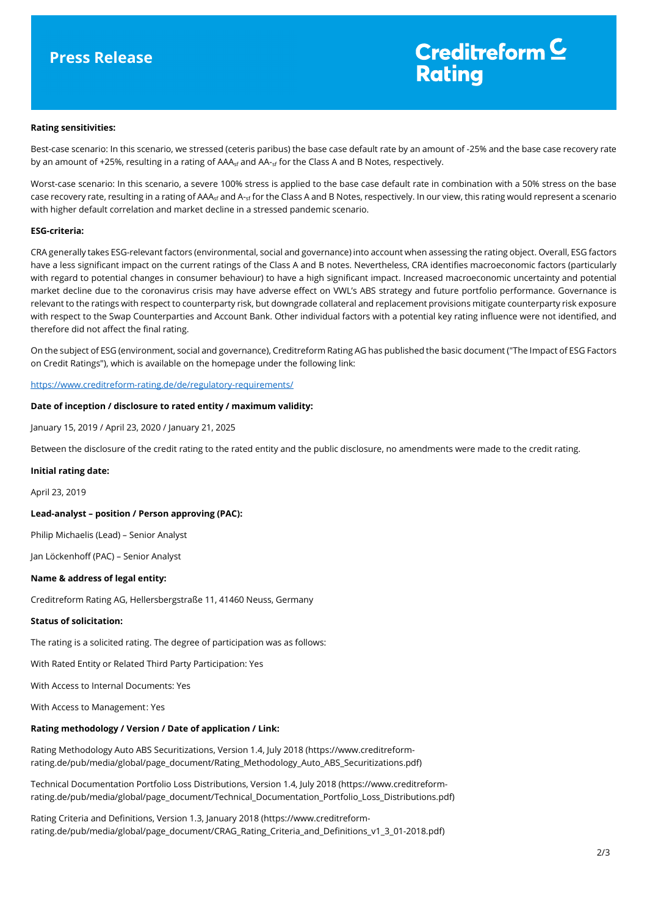**Rating sensitivities:**

Best-case scenario: In this scenario, we stressed (ceteris paribus) the base case default rate by an amount of -25% and the base case recovery rate by an amount of +25%, resulting in a rating of $AAA_{sf}$ and $AA-_{sf}$ for the Class A and B Notes, respectively.

Worst-case scenario: In this scenario, a severe 100% stress is applied to the base case default rate in combination with a 50% stress on the base case recovery rate, resulting in a rating of $AAA_{sf}$ and $A-_{sf}$ for the Class A and B Notes, respectively. In our view, this rating would represent a scenario with higher default correlation and market decline in a stressed pandemic scenario.

**ESG-criteria:**

CRA generally takes ESG-relevant factors (environmental, social and governance) into account when assessing the rating object. Overall, ESG factors have a less significant impact on the current ratings of the Class A and B notes. Nevertheless, CRA identifies macroeconomic factors (particularly with regard to potential changes in consumer behaviour) to have a high significant impact. Increased macroeconomic uncertainty and potential market decline due to the coronavirus crisis may have adverse effect on VWL's ABS strategy and future portfolio performance. Governance is relevant to the ratings with respect to counterparty risk, but downgrade collateral and replacement provisions mitigate counterparty risk exposure with respect to the Swap Counterparties and Account Bank. Other individual factors with a potential key rating influence were not identified, and therefore did not affect the final rating.

On the subject of ESG (environment, social and governance), Creditreform Rating AG has published the basic document ("The Impact of ESG Factors on Credit Ratings"), which is available on the homepage under the following link:

https://www.creditreform-rating.de/de/regulatory-requirements/

**Date of inception / disclosure to rated entity / maximum validity:**

January 15, 2019 / April 23, 2020 / January 21, 2025

Between the disclosure of the credit rating to the rated entity and the public disclosure, no amendments were made to the credit rating.

**Initial rating date:**

April 23, 2019

**Lead-analyst – position / Person approving (PAC):**

Philip Michaelis (Lead) – Senior Analyst

Jan Löckenhoff (PAC) – Senior Analyst

**Name & address of legal entity:**

Creditreform Rating AG, Hellersbergstraße 11, 41460 Neuss, Germany

**Status of solicitation:**

The rating is a solicited rating. The degree of participation was as follows:

With Rated Entity or Related Third Party Participation: Yes

With Access to Internal Documents: Yes

With Access to Management: Yes

**Rating methodology / Version / Date of application / Link:**

Rating Methodology Auto ABS Securitizations, Version 1.4, July 2018 (https://www.creditreform-rating.de/pub/media/global/page_document/Rating_Methodology_Auto_ABS_Securitizations.pdf)

Technical Documentation Portfolio Loss Distributions, Version 1.4, July 2018 (https://www.creditreform-rating.de/pub/media/global/page_document/Technical_Documentation_Portfolio_Loss_Distributions.pdf)

Rating Criteria and Definitions, Version 1.3, January 2018 (https://www.creditreform-rating.de/pub/media/global/page_document/CRAG_Rating_Criteria_and_Definitions_v1_3_01-2018.pdf)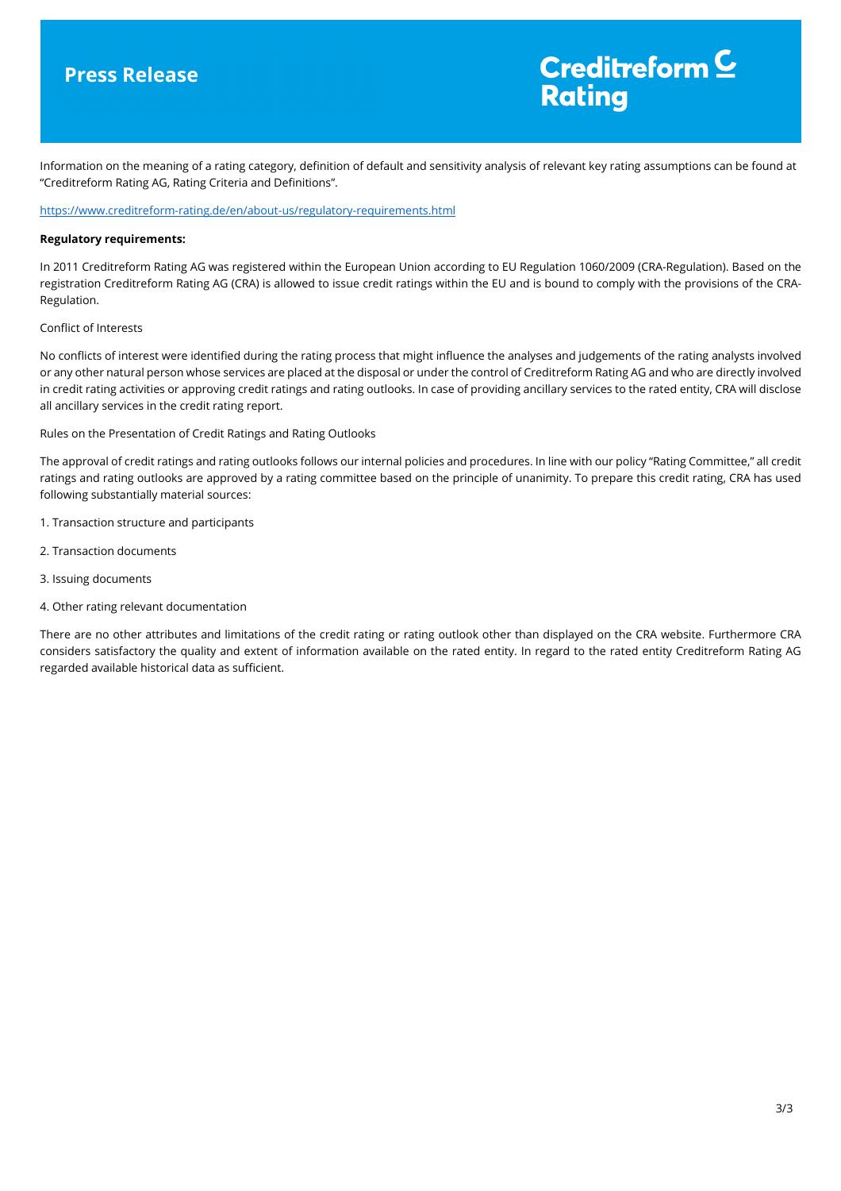Information on the meaning of a rating category, definition of default and sensitivity analysis of relevant key rating assumptions can be found at "Creditreform Rating AG, Rating Criteria and Definitions".

https://www.creditreform-rating.de/en/about-us/regulatory-requirements.html

**Regulatory requirements:**

In 2011 Creditreform Rating AG was registered within the European Union according to EU Regulation 1060/2009 (CRA-Regulation). Based on the registration Creditreform Rating AG (CRA) is allowed to issue credit ratings within the EU and is bound to comply with the provisions of the CRA-Regulation.

Conflict of Interests

No conflicts of interest were identified during the rating process that might influence the analyses and judgements of the rating analysts involved or any other natural person whose services are placed at the disposal or under the control of Creditreform Rating AG and who are directly involved in credit rating activities or approving credit ratings and rating outlooks. In case of providing ancillary services to the rated entity, CRA will disclose all ancillary services in the credit rating report.

Rules on the Presentation of Credit Ratings and Rating Outlooks

The approval of credit ratings and rating outlooks follows our internal policies and procedures. In line with our policy "Rating Committee," all credit ratings and rating outlooks are approved by a rating committee based on the principle of unanimity. To prepare this credit rating, CRA has used following substantially material sources:

1. Transaction structure and participants
2. Transaction documents
3. Issuing documents
4. Other rating relevant documentation

There are no other attributes and limitations of the credit rating or rating outlook other than displayed on the CRA website. Furthermore CRA considers satisfactory the quality and extent of information available on the rated entity. In regard to the rated entity Creditreform Rating AG regarded available historical data as sufficient.